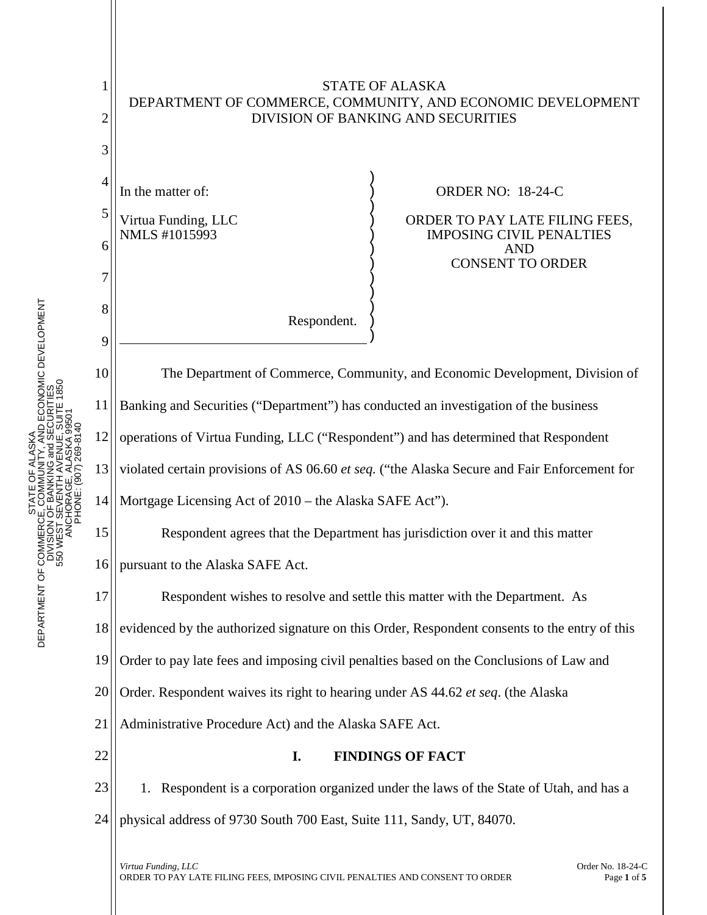STATE OF ALASKA
DEPARTMENT OF COMMERCE, COMMUNITY, AND ECONOMIC DEVELOPMENT
DIVISION OF BANKING AND SECURITIES

In the matter of:

Virtua Funding, LLC
NMLS #1015993

Respondent.

ORDER NO: 18-24-C

ORDER TO PAY LATE FILING FEES, IMPOSING CIVIL PENALTIES AND CONSENT TO ORDER

The Department of Commerce, Community, and Economic Development, Division of Banking and Securities ("Department") has conducted an investigation of the business operations of Virtua Funding, LLC ("Respondent") and has determined that Respondent violated certain provisions of AS 06.60 *et seq.* ("the Alaska Secure and Fair Enforcement for Mortgage Licensing Act of 2010 – the Alaska SAFE Act").

Respondent agrees that the Department has jurisdiction over it and this matter pursuant to the Alaska SAFE Act.

Respondent wishes to resolve and settle this matter with the Department. As evidenced by the authorized signature on this Order, Respondent consents to the entry of this Order to pay late fees and imposing civil penalties based on the Conclusions of Law and Order. Respondent waives its right to hearing under AS 44.62 *et seq*. (the Alaska Administrative Procedure Act) and the Alaska SAFE Act.

## I. FINDINGS OF FACT

1. Respondent is a corporation organized under the laws of the State of Utah, and has a physical address of 9730 South 700 East, Suite 111, Sandy, UT, 84070.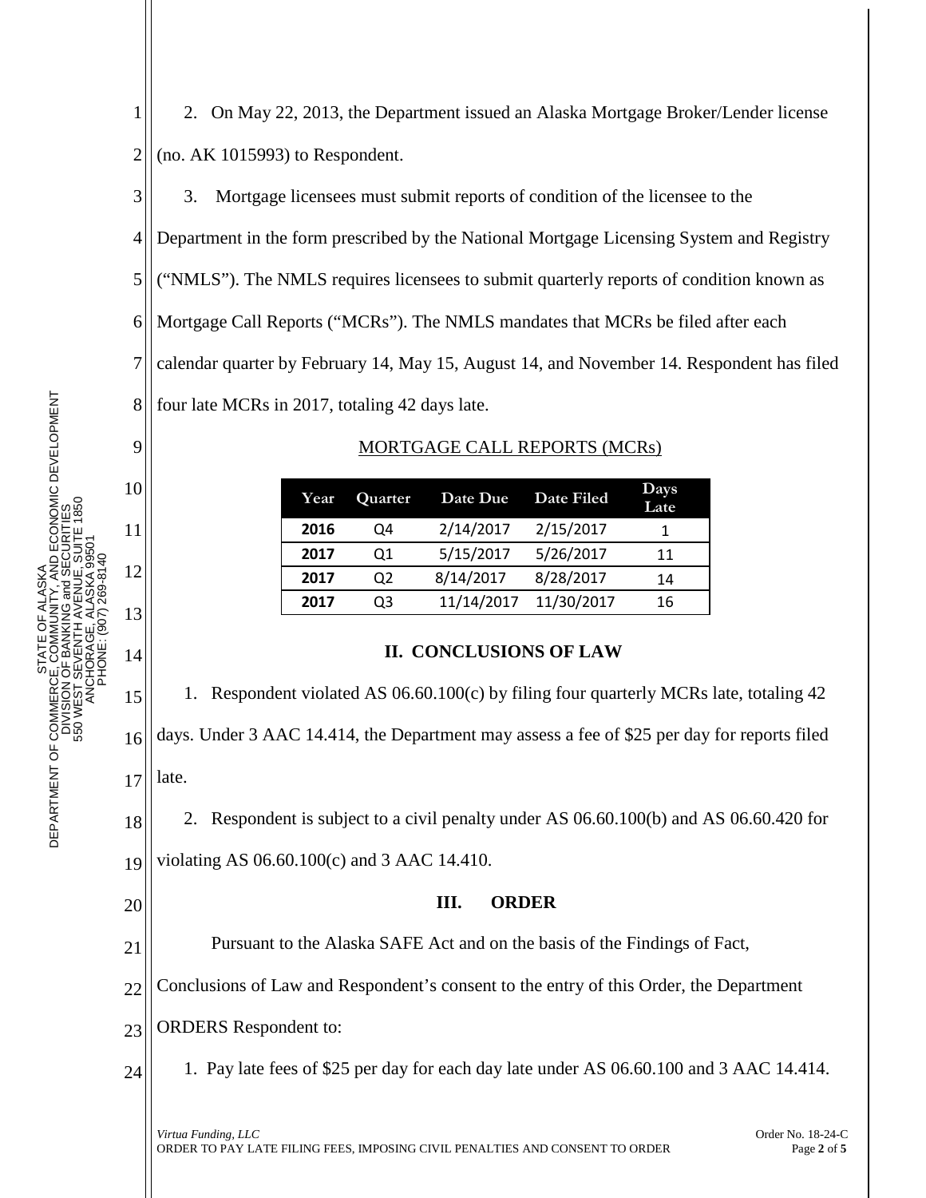2. On May 22, 2013, the Department issued an Alaska Mortgage Broker/Lender license (no. AK 1015993) to Respondent.

3. Mortgage licensees must submit reports of condition of the licensee to the Department in the form prescribed by the National Mortgage Licensing System and Registry ("NMLS"). The NMLS requires licensees to submit quarterly reports of condition known as Mortgage Call Reports ("MCRs"). The NMLS mandates that MCRs be filed after each calendar quarter by February 14, May 15, August 14, and November 14. Respondent has filed four late MCRs in 2017, totaling 42 days late.

MORTGAGE CALL REPORTS (MCRs)

| Year | Quarter | Date Due | Date Filed | Days Late |
|---|---|---|---|---|
| **2016** | Q4 | 2/14/2017 | 2/15/2017 | 1 |
| **2017** | Q1 | 5/15/2017 | 5/26/2017 | 11 |
| **2017** | Q2 | 8/14/2017 | 8/28/2017 | 14 |
| **2017** | Q3 | 11/14/2017 | 11/30/2017 | 16 |

## II. CONCLUSIONS OF LAW

1. Respondent violated AS 06.60.100(c) by filing four quarterly MCRs late, totaling 42 days. Under 3 AAC 14.414, the Department may assess a fee of $25 per day for reports filed late.

2. Respondent is subject to a civil penalty under AS 06.60.100(b) and AS 06.60.420 for violating AS 06.60.100(c) and 3 AAC 14.410.

## III. ORDER

Pursuant to the Alaska SAFE Act and on the basis of the Findings of Fact, Conclusions of Law and Respondent's consent to the entry of this Order, the Department ORDERS Respondent to:

1. Pay late fees of $25 per day for each day late under AS 06.60.100 and 3 AAC 14.414.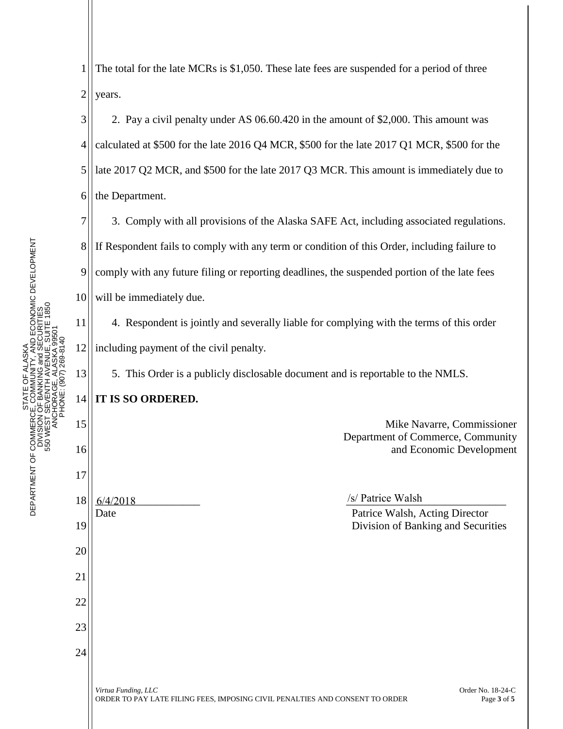The total for the late MCRs is $1,050. These late fees are suspended for a period of three years.

2. Pay a civil penalty under AS 06.60.420 in the amount of $2,000. This amount was calculated at $500 for the late 2016 Q4 MCR, $500 for the late 2017 Q1 MCR, $500 for the late 2017 Q2 MCR, and $500 for the late 2017 Q3 MCR. This amount is immediately due to the Department.

3. Comply with all provisions of the Alaska SAFE Act, including associated regulations. If Respondent fails to comply with any term or condition of this Order, including failure to comply with any future filing or reporting deadlines, the suspended portion of the late fees will be immediately due.

4. Respondent is jointly and severally liable for complying with the terms of this order including payment of the civil penalty.

5. This Order is a publicly disclosable document and is reportable to the NMLS.

**IT IS SO ORDERED.**

Mike Navarre, Commissioner
Department of Commerce, Community and Economic Development

6/4/2018
Date

/s/ Patrice Walsh
Patrice Walsh, Acting Director
Division of Banking and Securities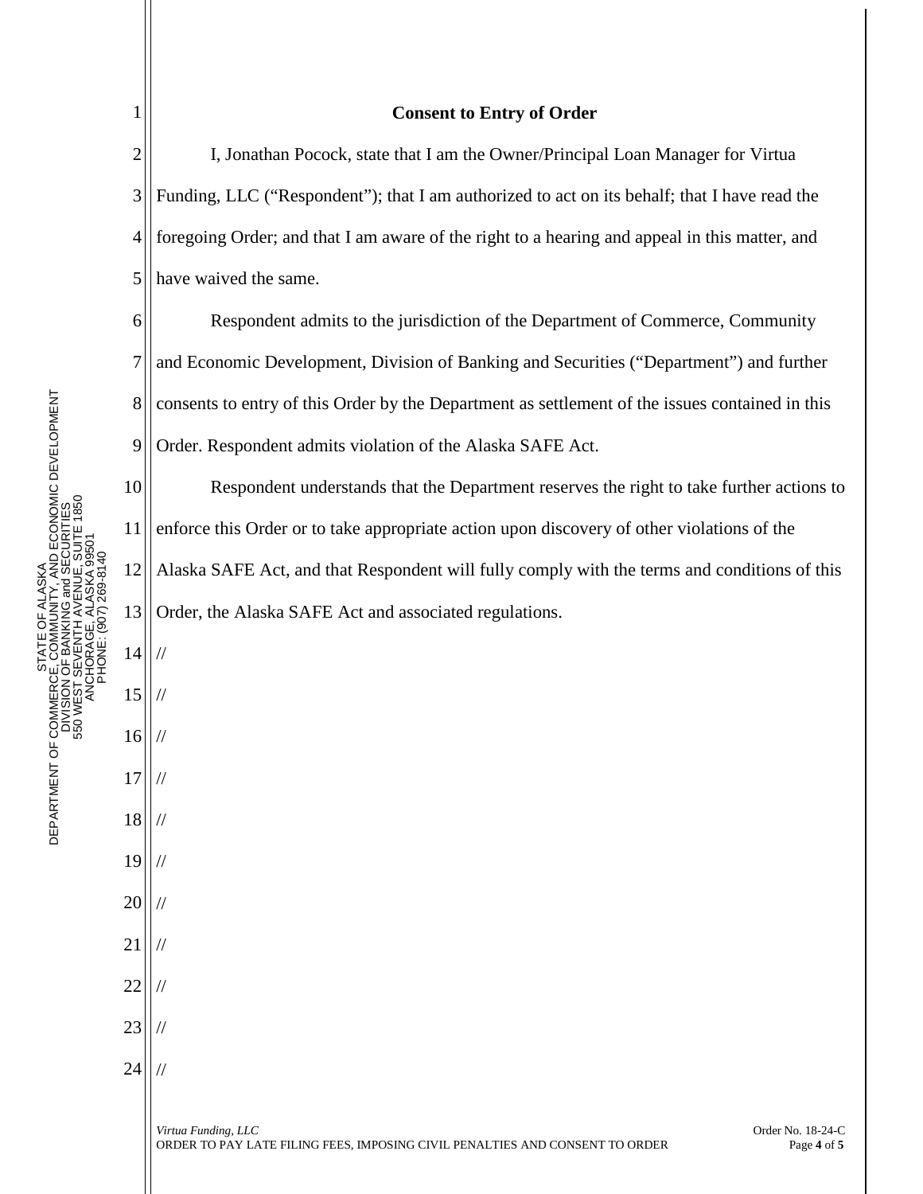**Consent to Entry of Order**

I, Jonathan Pocock, state that I am the Owner/Principal Loan Manager for Virtua Funding, LLC ("Respondent"); that I am authorized to act on its behalf; that I have read the foregoing Order; and that I am aware of the right to a hearing and appeal in this matter, and have waived the same.

Respondent admits to the jurisdiction of the Department of Commerce, Community and Economic Development, Division of Banking and Securities ("Department") and further consents to entry of this Order by the Department as settlement of the issues contained in this Order. Respondent admits violation of the Alaska SAFE Act.

Respondent understands that the Department reserves the right to take further actions to enforce this Order or to take appropriate action upon discovery of other violations of the Alaska SAFE Act, and that Respondent will fully comply with the terms and conditions of this Order, the Alaska SAFE Act and associated regulations.

//

//

//

//

//

//

//

//

//

//

//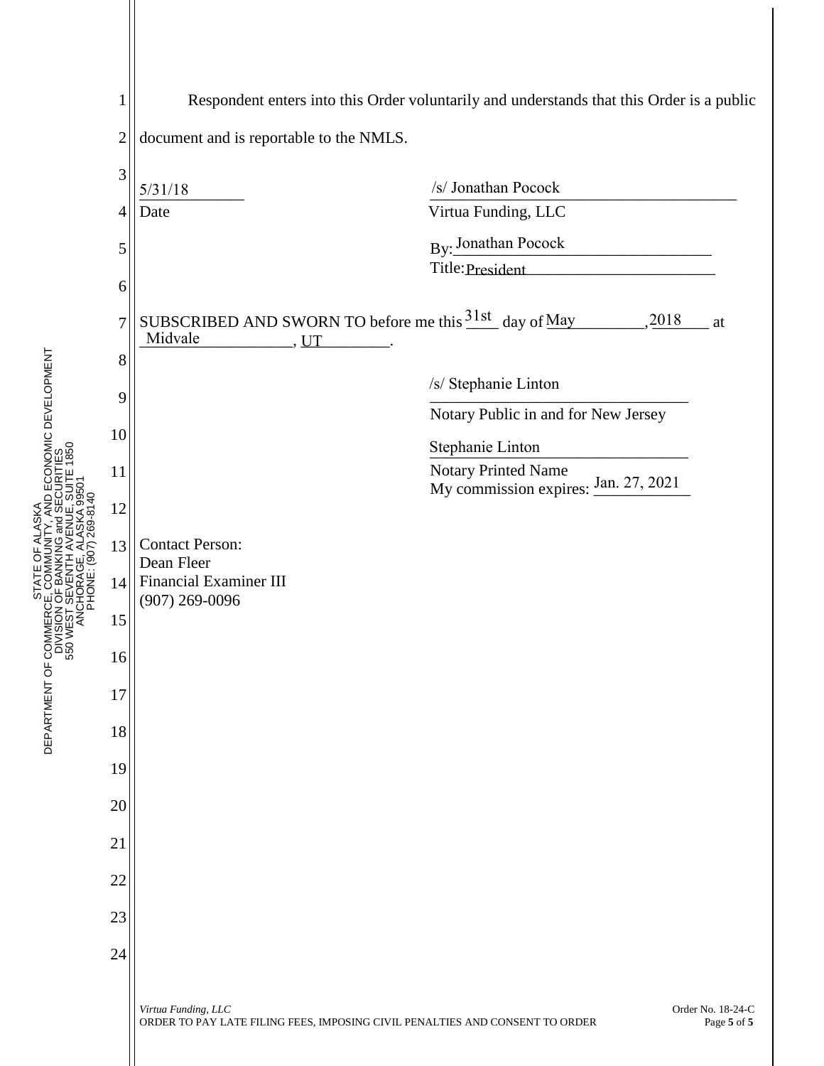Respondent enters into this Order voluntarily and understands that this Order is a public document and is reportable to the NMLS.

5/31/18
Date

/s/ Jonathan Pocock
Virtua Funding, LLC

By: Jonathan Pocock
Title: President

SUBSCRIBED AND SWORN TO before me this 31st day of May, 2018 at Midvale, UT.

/s/ Stephanie Linton
Notary Public in and for New Jersey

Stephanie Linton
Notary Printed Name
My commission expires: Jan. 27, 2021

Contact Person:
Dean Fleer
Financial Examiner III
(907) 269-0096